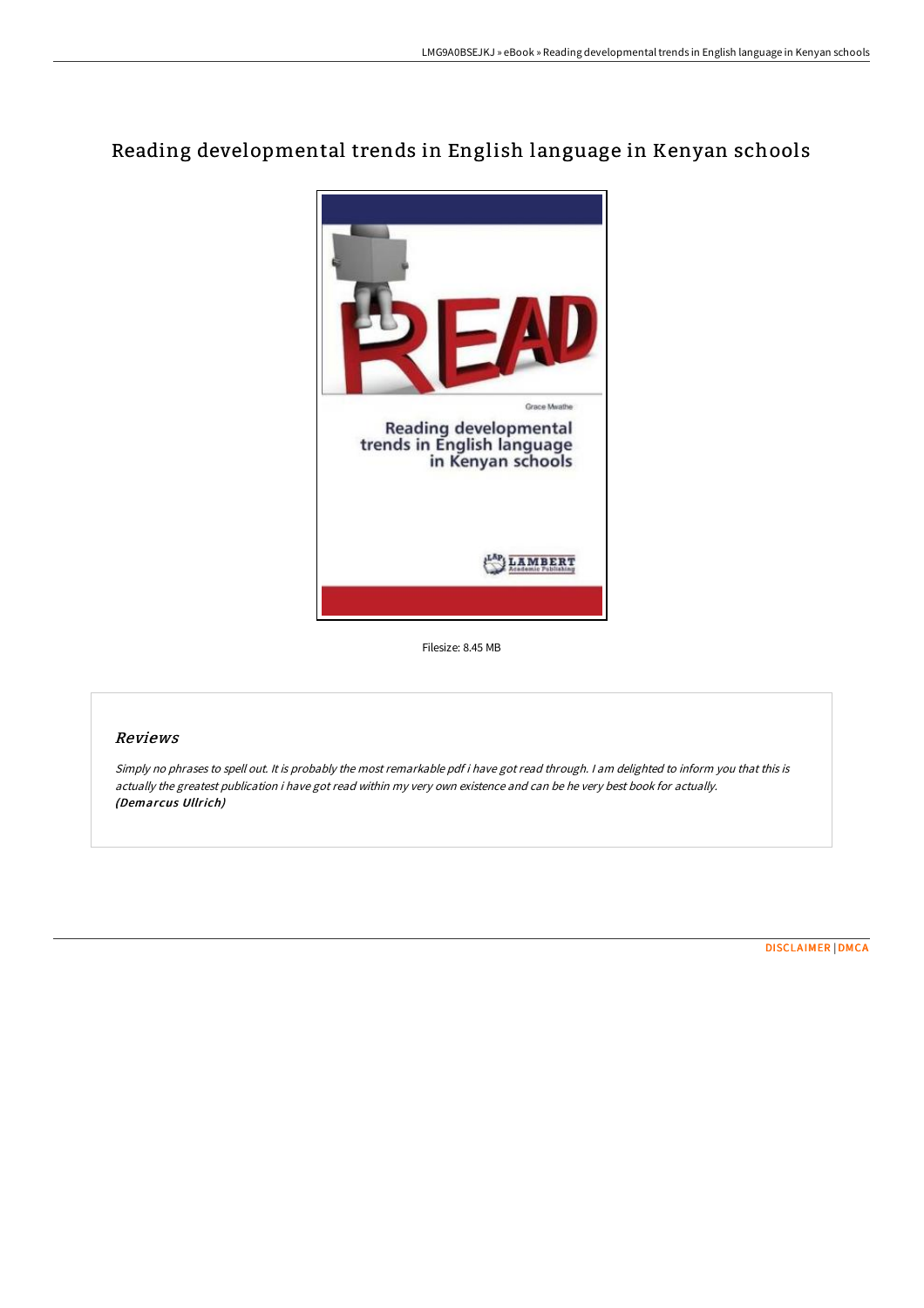# Reading developmental trends in English language in Kenyan schools

Filesize: 8.45 MB

## Reviews

*Simply no phrases to spell out. It is probably the most remarkable pdf i have got read through. I am delighted to inform you that this is actually the greatest publication i have got read within my very own existence and can be he very best book for actually.*
***(Demarcus Ullrich)***

DISCLAIMER | DMCA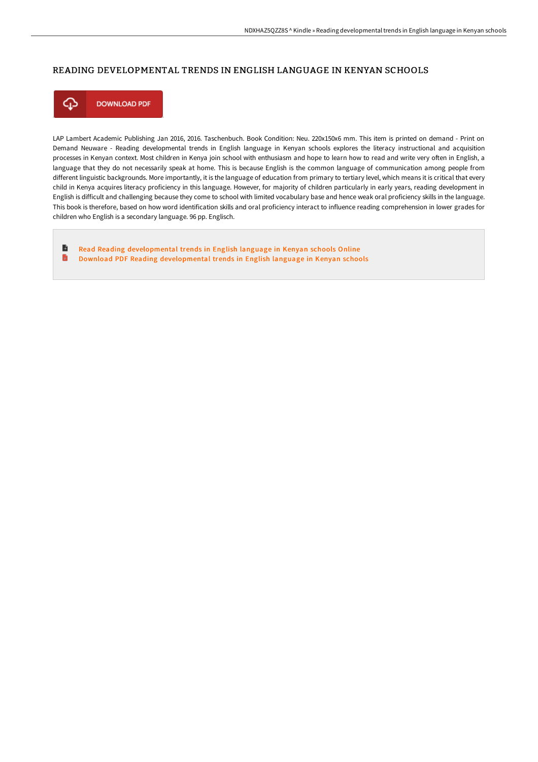# READING DEVELOPMENTAL TRENDS IN ENGLISH LANGUAGE IN KENYAN SCHOOLS

DOWNLOAD PDF

LAP Lambert Academic Publishing Jan 2016, 2016. Taschenbuch. Book Condition: Neu. 220x150x6 mm. This item is printed on demand - Print on Demand Neuware - Reading developmental trends in English language in Kenyan schools explores the literacy instructional and acquisition processes in Kenyan context. Most children in Kenya join school with enthusiasm and hope to learn how to read and write very often in English, a language that they do not necessarily speak at home. This is because English is the common language of communication among people from different linguistic backgrounds. More importantly, it is the language of education from primary to tertiary level, which means it is critical that every child in Kenya acquires literacy proficiency in this language. However, for majority of children particularly in early years, reading development in English is difficult and challenging because they come to school with limited vocabulary base and hence weak oral proficiency skills in the language. This book is therefore, based on how word identification skills and oral proficiency interact to influence reading comprehension in lower grades for children who English is a secondary language. 96 pp. Englisch.

- Read Reading developmental trends in English language in Kenyan schools Online
- Download PDF Reading developmental trends in English language in Kenyan schools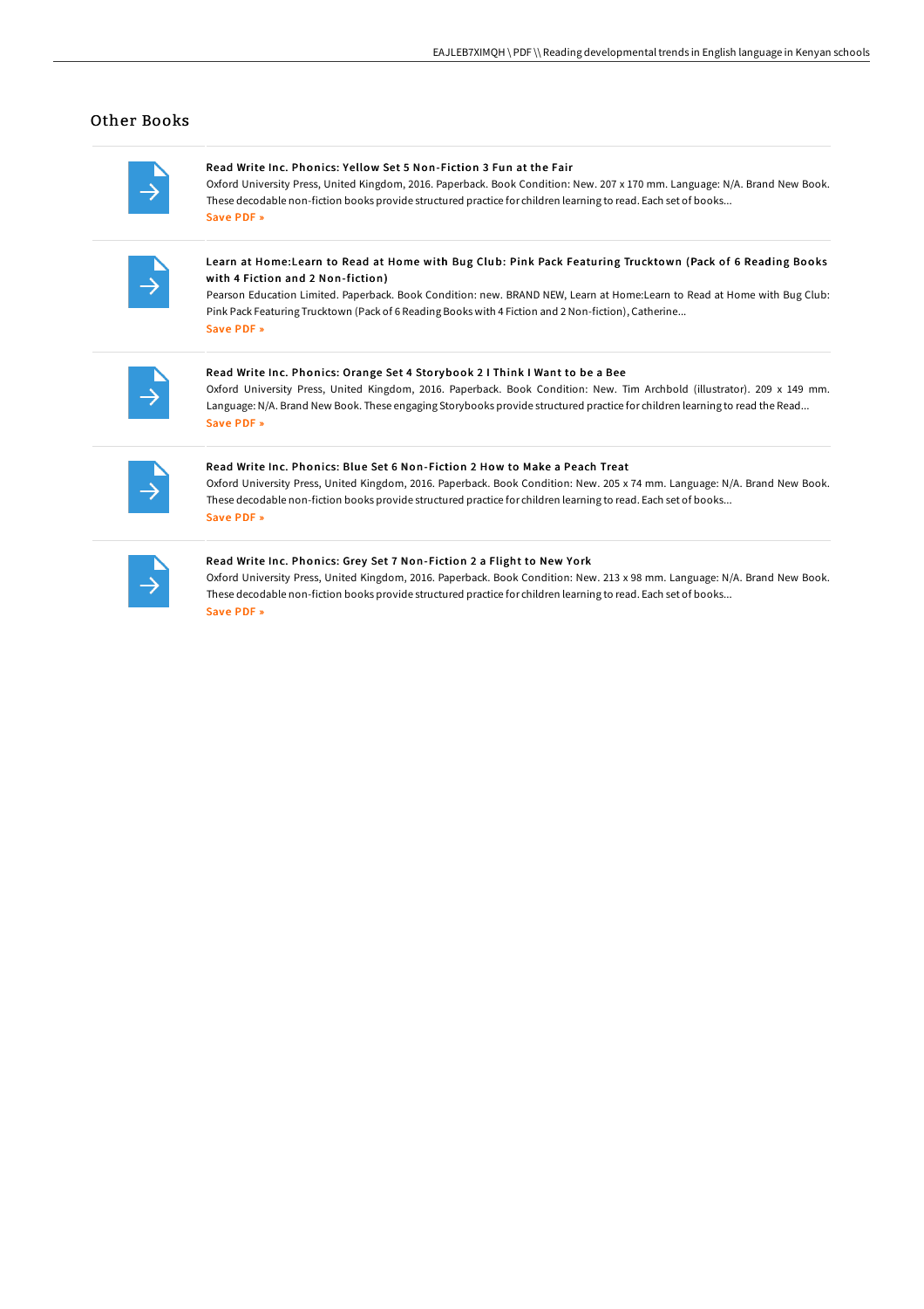## Other Books

### Read Write Inc. Phonics: Yellow Set 5 Non-Fiction 3 Fun at the Fair

Oxford University Press, United Kingdom, 2016. Paperback. Book Condition: New. 207 x 170 mm. Language: N/A. Brand New Book. These decodable non-fiction books provide structured practice for children learning to read. Each set of books...

Save PDF »

### Learn at Home:Learn to Read at Home with Bug Club: Pink Pack Featuring Trucktown (Pack of 6 Reading Books with 4 Fiction and 2 Non-fiction)

Pearson Education Limited. Paperback. Book Condition: new. BRAND NEW, Learn at Home:Learn to Read at Home with Bug Club: Pink Pack Featuring Trucktown (Pack of 6 Reading Books with 4 Fiction and 2 Non-fiction), Catherine...

Save PDF »

### Read Write Inc. Phonics: Orange Set 4 Storybook 2 I Think I Want to be a Bee

Oxford University Press, United Kingdom, 2016. Paperback. Book Condition: New. Tim Archbold (illustrator). 209 x 149 mm. Language: N/A. Brand New Book. These engaging Storybooks provide structured practice for children learning to read the Read...

Save PDF »

### Read Write Inc. Phonics: Blue Set 6 Non-Fiction 2 How to Make a Peach Treat

Oxford University Press, United Kingdom, 2016. Paperback. Book Condition: New. 205 x 74 mm. Language: N/A. Brand New Book. These decodable non-fiction books provide structured practice for children learning to read. Each set of books...

Save PDF »

### Read Write Inc. Phonics: Grey Set 7 Non-Fiction 2 a Flight to New York

Oxford University Press, United Kingdom, 2016. Paperback. Book Condition: New. 213 x 98 mm. Language: N/A. Brand New Book. These decodable non-fiction books provide structured practice for children learning to read. Each set of books...

Save PDF »